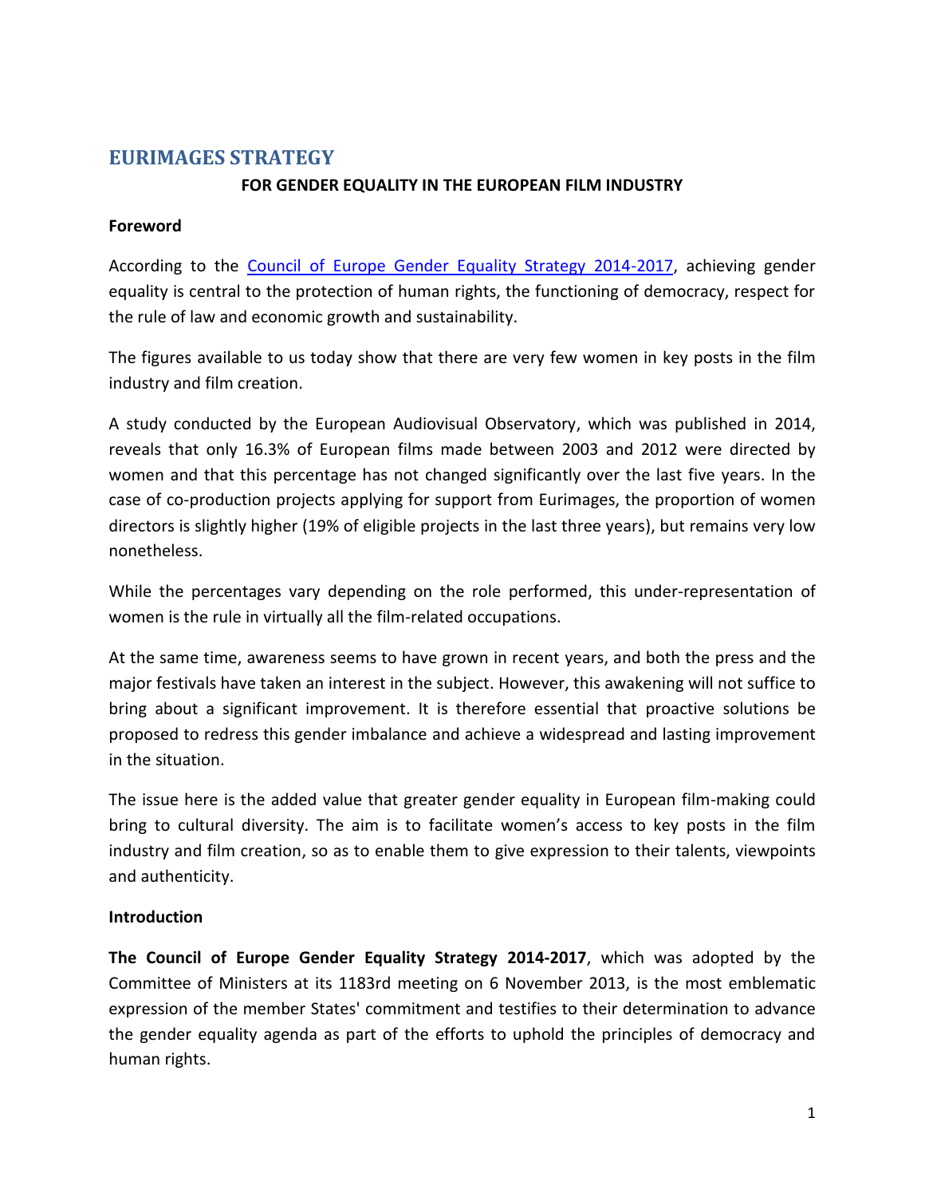# EURIMAGES STRATEGY

## FOR GENDER EQUALITY IN THE EUROPEAN FILM INDUSTRY

**Foreword**

According to the [Council of Europe Gender Equality Strategy 2014-2017](), achieving gender equality is central to the protection of human rights, the functioning of democracy, respect for the rule of law and economic growth and sustainability.

The figures available to us today show that there are very few women in key posts in the film industry and film creation.

A study conducted by the European Audiovisual Observatory, which was published in 2014, reveals that only 16.3% of European films made between 2003 and 2012 were directed by women and that this percentage has not changed significantly over the last five years. In the case of co-production projects applying for support from Eurimages, the proportion of women directors is slightly higher (19% of eligible projects in the last three years), but remains very low nonetheless.

While the percentages vary depending on the role performed, this under-representation of women is the rule in virtually all the film-related occupations.

At the same time, awareness seems to have grown in recent years, and both the press and the major festivals have taken an interest in the subject. However, this awakening will not suffice to bring about a significant improvement. It is therefore essential that proactive solutions be proposed to redress this gender imbalance and achieve a widespread and lasting improvement in the situation.

The issue here is the added value that greater gender equality in European film-making could bring to cultural diversity. The aim is to facilitate women's access to key posts in the film industry and film creation, so as to enable them to give expression to their talents, viewpoints and authenticity.

**Introduction**

**The Council of Europe Gender Equality Strategy 2014-2017**, which was adopted by the Committee of Ministers at its 1183rd meeting on 6 November 2013, is the most emblematic expression of the member States' commitment and testifies to their determination to advance the gender equality agenda as part of the efforts to uphold the principles of democracy and human rights.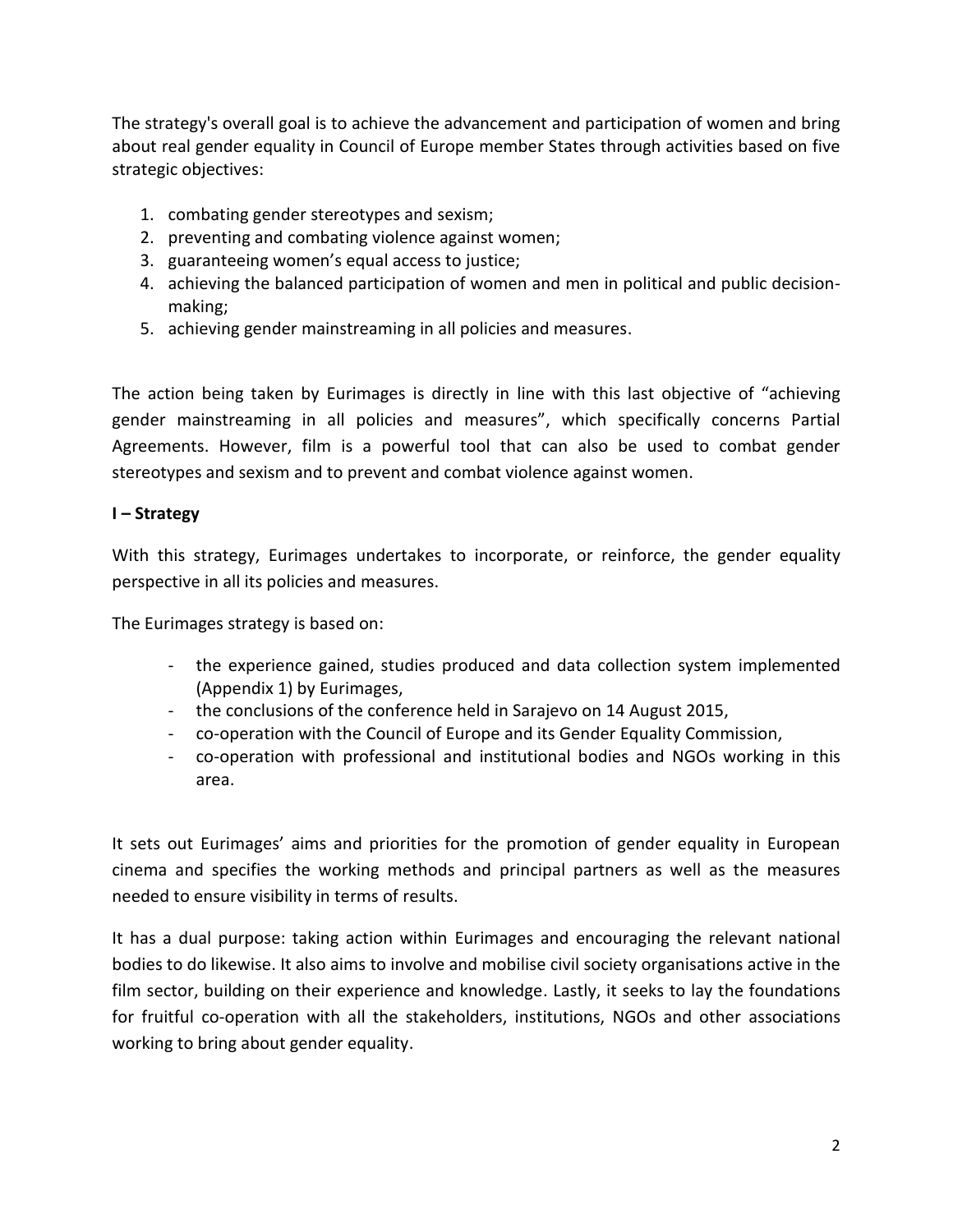The strategy's overall goal is to achieve the advancement and participation of women and bring about real gender equality in Council of Europe member States through activities based on five strategic objectives:

1. combating gender stereotypes and sexism;
2. preventing and combating violence against women;
3. guaranteeing women's equal access to justice;
4. achieving the balanced participation of women and men in political and public decision-making;
5. achieving gender mainstreaming in all policies and measures.

The action being taken by Eurimages is directly in line with this last objective of "achieving gender mainstreaming in all policies and measures", which specifically concerns Partial Agreements. However, film is a powerful tool that can also be used to combat gender stereotypes and sexism and to prevent and combat violence against women.

## I – Strategy

With this strategy, Eurimages undertakes to incorporate, or reinforce, the gender equality perspective in all its policies and measures.

The Eurimages strategy is based on:

- the experience gained, studies produced and data collection system implemented (Appendix 1) by Eurimages,
- the conclusions of the conference held in Sarajevo on 14 August 2015,
- co-operation with the Council of Europe and its Gender Equality Commission,
- co-operation with professional and institutional bodies and NGOs working in this area.

It sets out Eurimages' aims and priorities for the promotion of gender equality in European cinema and specifies the working methods and principal partners as well as the measures needed to ensure visibility in terms of results.

It has a dual purpose: taking action within Eurimages and encouraging the relevant national bodies to do likewise. It also aims to involve and mobilise civil society organisations active in the film sector, building on their experience and knowledge. Lastly, it seeks to lay the foundations for fruitful co-operation with all the stakeholders, institutions, NGOs and other associations working to bring about gender equality.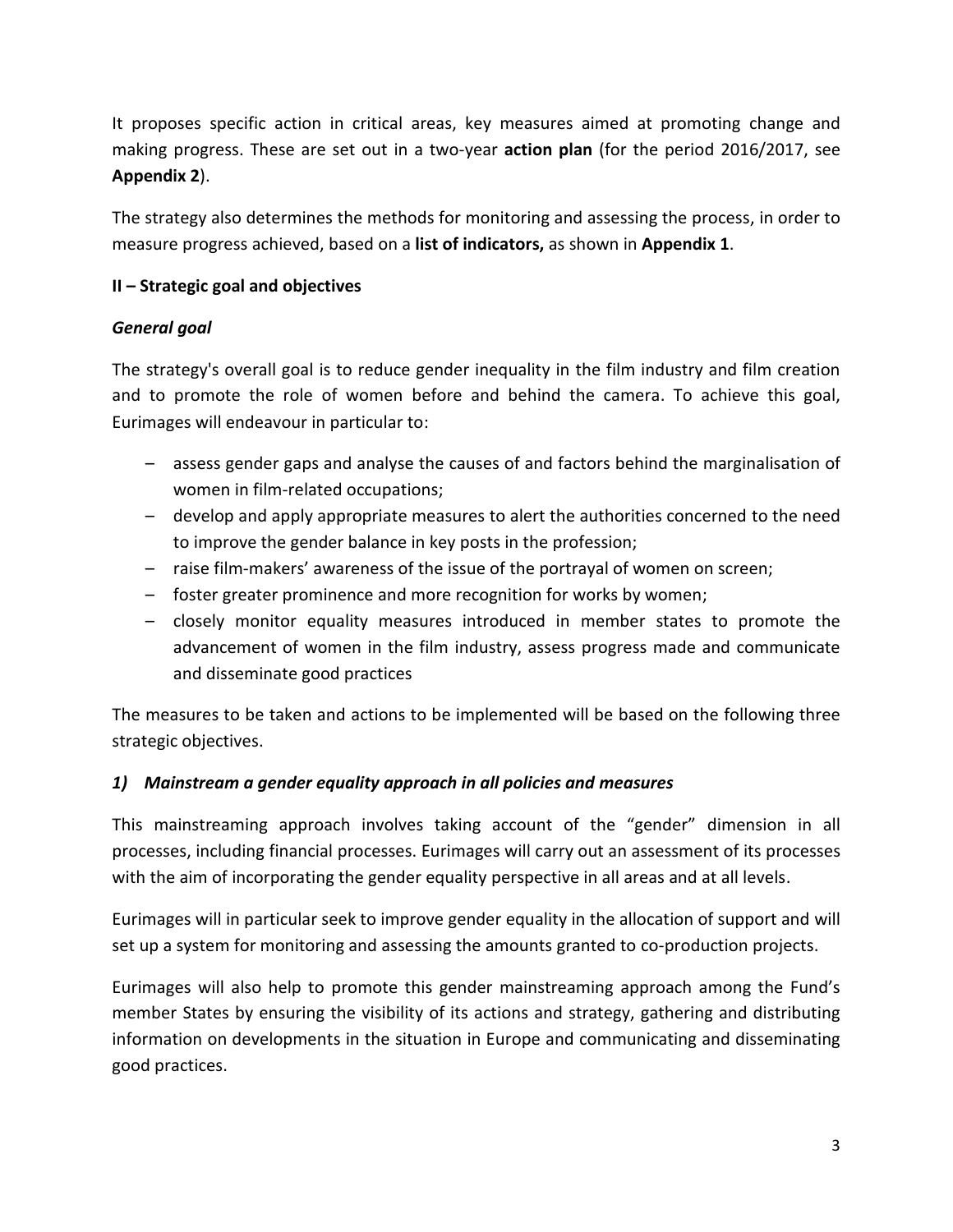It proposes specific action in critical areas, key measures aimed at promoting change and making progress. These are set out in a two-year **action plan** (for the period 2016/2017, see **Appendix 2**).

The strategy also determines the methods for monitoring and assessing the process, in order to measure progress achieved, based on a **list of indicators,** as shown in **Appendix 1**.

## II – Strategic goal and objectives

### *General goal*

The strategy's overall goal is to reduce gender inequality in the film industry and film creation and to promote the role of women before and behind the camera. To achieve this goal, Eurimages will endeavour in particular to:

- assess gender gaps and analyse the causes of and factors behind the marginalisation of women in film-related occupations;
- develop and apply appropriate measures to alert the authorities concerned to the need to improve the gender balance in key posts in the profession;
- raise film-makers' awareness of the issue of the portrayal of women on screen;
- foster greater prominence and more recognition for works by women;
- closely monitor equality measures introduced in member states to promote the advancement of women in the film industry, assess progress made and communicate and disseminate good practices

The measures to be taken and actions to be implemented will be based on the following three strategic objectives.

### *1) Mainstream a gender equality approach in all policies and measures*

This mainstreaming approach involves taking account of the "gender" dimension in all processes, including financial processes. Eurimages will carry out an assessment of its processes with the aim of incorporating the gender equality perspective in all areas and at all levels.

Eurimages will in particular seek to improve gender equality in the allocation of support and will set up a system for monitoring and assessing the amounts granted to co-production projects.

Eurimages will also help to promote this gender mainstreaming approach among the Fund's member States by ensuring the visibility of its actions and strategy, gathering and distributing information on developments in the situation in Europe and communicating and disseminating good practices.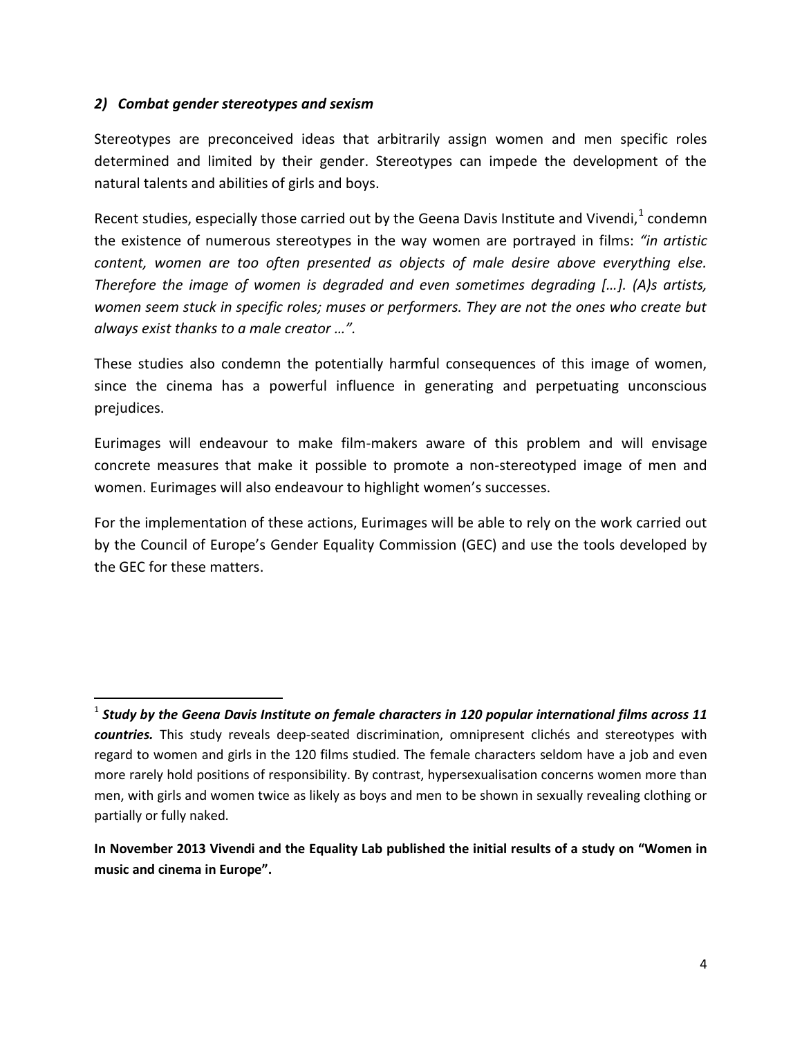### *2) Combat gender stereotypes and sexism*

Stereotypes are preconceived ideas that arbitrarily assign women and men specific roles determined and limited by their gender. Stereotypes can impede the development of the natural talents and abilities of girls and boys.

Recent studies, especially those carried out by the Geena Davis Institute and Vivendi,[1] condemn the existence of numerous stereotypes in the way women are portrayed in films: *"in artistic content, women are too often presented as objects of male desire above everything else. Therefore the image of women is degraded and even sometimes degrading […]. (A)s artists, women seem stuck in specific roles; muses or performers. They are not the ones who create but always exist thanks to a male creator …".*

These studies also condemn the potentially harmful consequences of this image of women, since the cinema has a powerful influence in generating and perpetuating unconscious prejudices.

Eurimages will endeavour to make film-makers aware of this problem and will envisage concrete measures that make it possible to promote a non-stereotyped image of men and women. Eurimages will also endeavour to highlight women's successes.

For the implementation of these actions, Eurimages will be able to rely on the work carried out by the Council of Europe's Gender Equality Commission (GEC) and use the tools developed by the GEC for these matters.

---

[1] ***Study by the Geena Davis Institute on female characters in 120 popular international films across 11 countries.*** This study reveals deep-seated discrimination, omnipresent clichés and stereotypes with regard to women and girls in the 120 films studied. The female characters seldom have a job and even more rarely hold positions of responsibility. By contrast, hypersexualisation concerns women more than men, with girls and women twice as likely as boys and men to be shown in sexually revealing clothing or partially or fully naked.

**In November 2013 Vivendi and the Equality Lab published the initial results of a study on "Women in music and cinema in Europe".**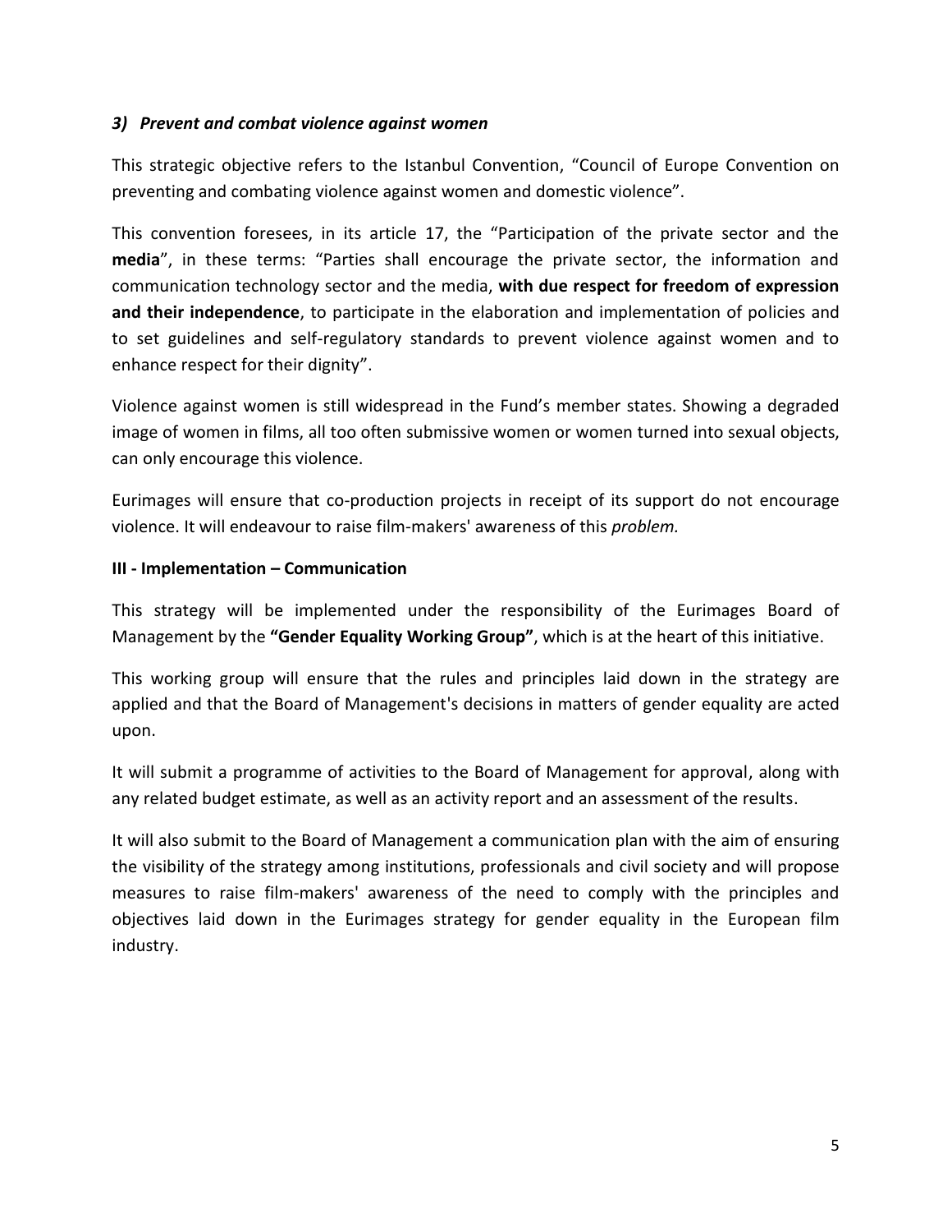### *3) Prevent and combat violence against women*

This strategic objective refers to the Istanbul Convention, “Council of Europe Convention on preventing and combating violence against women and domestic violence”.

This convention foresees, in its article 17, the “Participation of the private sector and the **media**”, in these terms: “Parties shall encourage the private sector, the information and communication technology sector and the media, **with due respect for freedom of expression and their independence**, to participate in the elaboration and implementation of policies and to set guidelines and self-regulatory standards to prevent violence against women and to enhance respect for their dignity”.

Violence against women is still widespread in the Fund’s member states. Showing a degraded image of women in films, all too often submissive women or women turned into sexual objects, can only encourage this violence.

Eurimages will ensure that co-production projects in receipt of its support do not encourage violence. It will endeavour to raise film-makers' awareness of this *problem.*

## III - Implementation – Communication

This strategy will be implemented under the responsibility of the Eurimages Board of Management by the **“Gender Equality Working Group”**, which is at the heart of this initiative.

This working group will ensure that the rules and principles laid down in the strategy are applied and that the Board of Management's decisions in matters of gender equality are acted upon.

It will submit a programme of activities to the Board of Management for approval, along with any related budget estimate, as well as an activity report and an assessment of the results.

It will also submit to the Board of Management a communication plan with the aim of ensuring the visibility of the strategy among institutions, professionals and civil society and will propose measures to raise film-makers' awareness of the need to comply with the principles and objectives laid down in the Eurimages strategy for gender equality in the European film industry.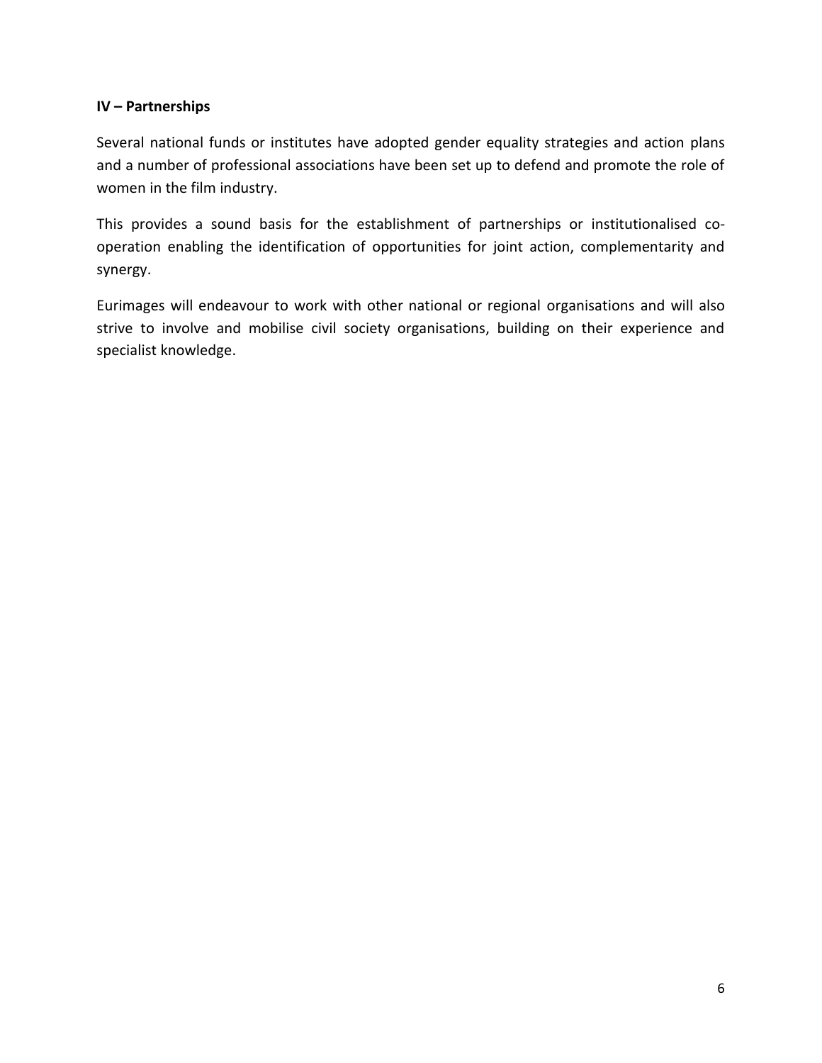## IV – Partnerships

Several national funds or institutes have adopted gender equality strategies and action plans and a number of professional associations have been set up to defend and promote the role of women in the film industry.

This provides a sound basis for the establishment of partnerships or institutionalised co-operation enabling the identification of opportunities for joint action, complementarity and synergy.

Eurimages will endeavour to work with other national or regional organisations and will also strive to involve and mobilise civil society organisations, building on their experience and specialist knowledge.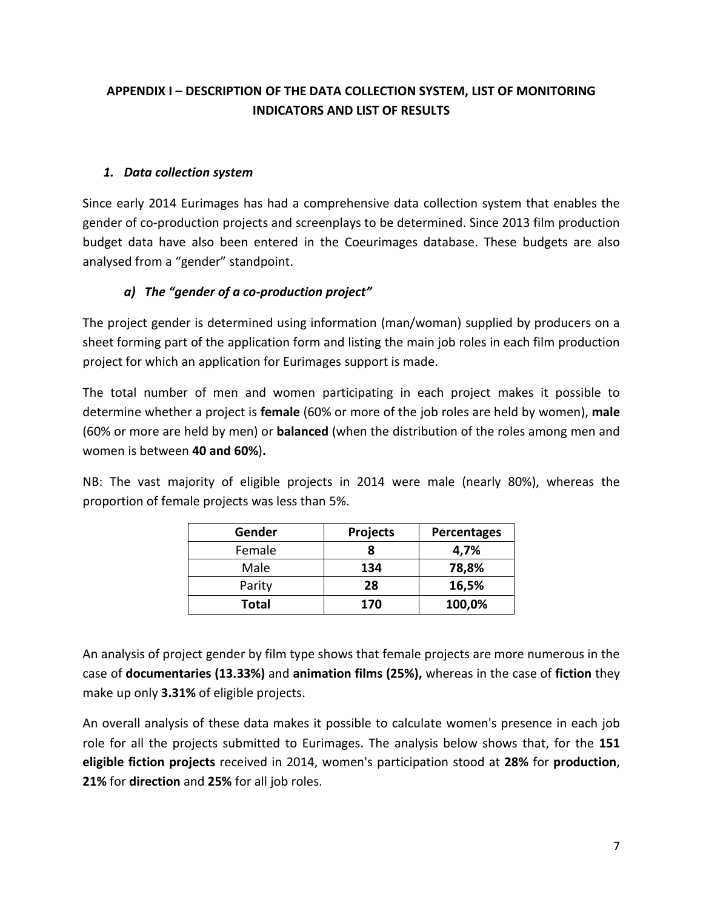## APPENDIX I – DESCRIPTION OF THE DATA COLLECTION SYSTEM, LIST OF MONITORING INDICATORS AND LIST OF RESULTS

### *1. Data collection system*

Since early 2014 Eurimages has had a comprehensive data collection system that enables the gender of co-production projects and screenplays to be determined. Since 2013 film production budget data have also been entered in the Coeurimages database. These budgets are also analysed from a "gender" standpoint.

#### *a) The "gender of a co-production project"*

The project gender is determined using information (man/woman) supplied by producers on a sheet forming part of the application form and listing the main job roles in each film production project for which an application for Eurimages support is made.

The total number of men and women participating in each project makes it possible to determine whether a project is **female** (60% or more of the job roles are held by women), **male** (60% or more are held by men) or **balanced** (when the distribution of the roles among men and women is between **40 and 60%**)**.**

NB: The vast majority of eligible projects in 2014 were male (nearly 80%), whereas the proportion of female projects was less than 5%.

| Gender | Projects | Percentages |
|---|---|---|
| Female | **8** | **4,7%** |
| Male | **134** | **78,8%** |
| Parity | **28** | **16,5%** |
| **Total** | **170** | **100,0%** |

An analysis of project gender by film type shows that female projects are more numerous in the case of **documentaries (13.33%)** and **animation films (25%),** whereas in the case of **fiction** they make up only **3.31%** of eligible projects.

An overall analysis of these data makes it possible to calculate women's presence in each job role for all the projects submitted to Eurimages. The analysis below shows that, for the **151 eligible fiction projects** received in 2014, women's participation stood at **28%** for **production**, **21%** for **direction** and **25%** for all job roles.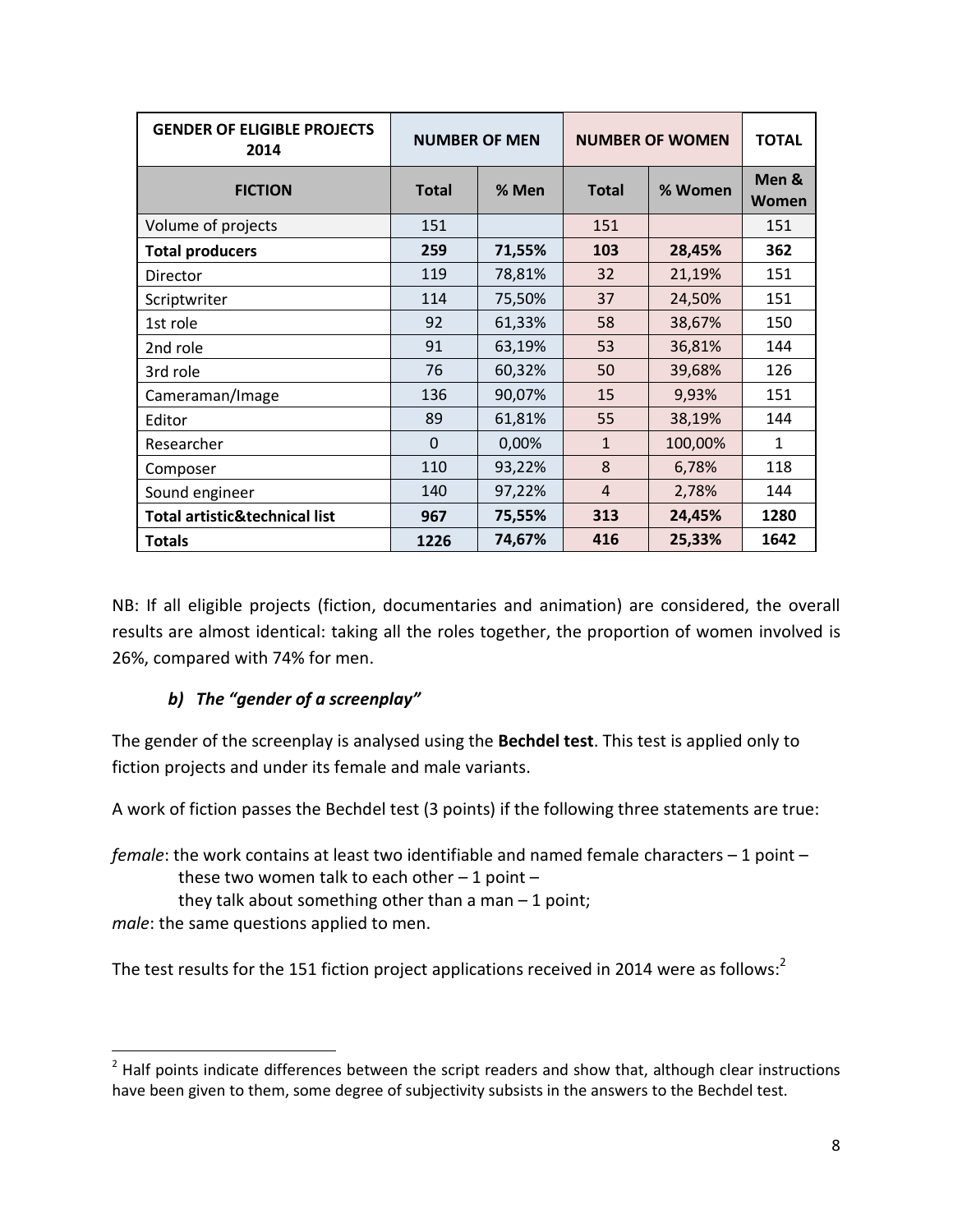| GENDER OF ELIGIBLE PROJECTS 2014 | NUMBER OF MEN | | NUMBER OF WOMEN | | TOTAL |
|---|---|---|---|---|---|
| **FICTION** | **Total** | **% Men** | **Total** | **% Women** | **Men & Women** |
| Volume of projects | 151 | | 151 | | 151 |
| **Total producers** | **259** | **71,55%** | **103** | **28,45%** | **362** |
| Director | 119 | 78,81% | 32 | 21,19% | 151 |
| Scriptwriter | 114 | 75,50% | 37 | 24,50% | 151 |
| 1st role | 92 | 61,33% | 58 | 38,67% | 150 |
| 2nd role | 91 | 63,19% | 53 | 36,81% | 144 |
| 3rd role | 76 | 60,32% | 50 | 39,68% | 126 |
| Cameraman/Image | 136 | 90,07% | 15 | 9,93% | 151 |
| Editor | 89 | 61,81% | 55 | 38,19% | 144 |
| Researcher | 0 | 0,00% | 1 | 100,00% | 1 |
| Composer | 110 | 93,22% | 8 | 6,78% | 118 |
| Sound engineer | 140 | 97,22% | 4 | 2,78% | 144 |
| **Total artistic&technical list** | **967** | **75,55%** | **313** | **24,45%** | **1280** |
| **Totals** | **1226** | **74,67%** | **416** | **25,33%** | **1642** |

NB: If all eligible projects (fiction, documentaries and animation) are considered, the overall results are almost identical: taking all the roles together, the proportion of women involved is 26%, compared with 74% for men.

### *b) The "gender of a screenplay"*

The gender of the screenplay is analysed using the **Bechdel test**. This test is applied only to fiction projects and under its female and male variants.

A work of fiction passes the Bechdel test (3 points) if the following three statements are true:

*female*: the work contains at least two identifiable and named female characters – 1 point –
these two women talk to each other – 1 point –
they talk about something other than a man – 1 point;
*male*: the same questions applied to men.

The test results for the 151 fiction project applications received in 2014 were as follows:[2]

[2] Half points indicate differences between the script readers and show that, although clear instructions have been given to them, some degree of subjectivity subsists in the answers to the Bechdel test.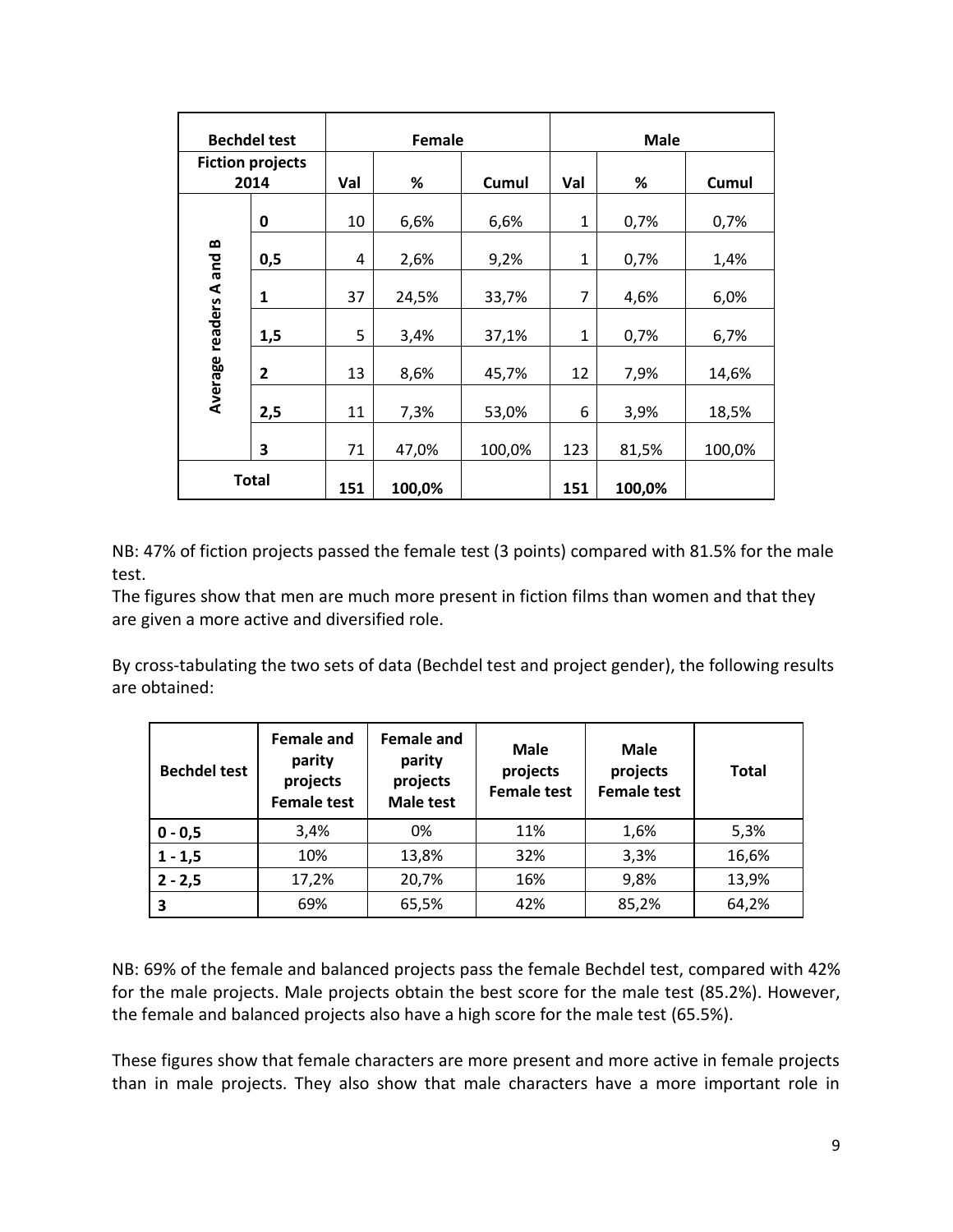| Bechdel test | | Female | | | Male | | |
|---|---|---|---|---|---|---|---|
| Fiction projects 2014 | | Val | % | Cumul | Val | % | Cumul |
| Average readers A and B | 0 | 10 | 6,6% | 6,6% | 1 | 0,7% | 0,7% |
| | 0,5 | 4 | 2,6% | 9,2% | 1 | 0,7% | 1,4% |
| | 1 | 37 | 24,5% | 33,7% | 7 | 4,6% | 6,0% |
| | 1,5 | 5 | 3,4% | 37,1% | 1 | 0,7% | 6,7% |
| | 2 | 13 | 8,6% | 45,7% | 12 | 7,9% | 14,6% |
| | 2,5 | 11 | 7,3% | 53,0% | 6 | 3,9% | 18,5% |
| | 3 | 71 | 47,0% | 100,0% | 123 | 81,5% | 100,0% |
| Total | | 151 | 100,0% | | 151 | 100,0% | |

NB: 47% of fiction projects passed the female test (3 points) compared with 81.5% for the male test.
The figures show that men are much more present in fiction films than women and that they are given a more active and diversified role.

By cross-tabulating the two sets of data (Bechdel test and project gender), the following results are obtained:

| Bechdel test | Female and parity projects Female test | Female and parity projects Male test | Male projects Female test | Male projects Female test | Total |
|---|---|---|---|---|---|
| 0 - 0,5 | 3,4% | 0% | 11% | 1,6% | 5,3% |
| 1 - 1,5 | 10% | 13,8% | 32% | 3,3% | 16,6% |
| 2 - 2,5 | 17,2% | 20,7% | 16% | 9,8% | 13,9% |
| 3 | 69% | 65,5% | 42% | 85,2% | 64,2% |

NB: 69% of the female and balanced projects pass the female Bechdel test, compared with 42% for the male projects. Male projects obtain the best score for the male test (85.2%). However, the female and balanced projects also have a high score for the male test (65.5%).

These figures show that female characters are more present and more active in female projects than in male projects. They also show that male characters have a more important role in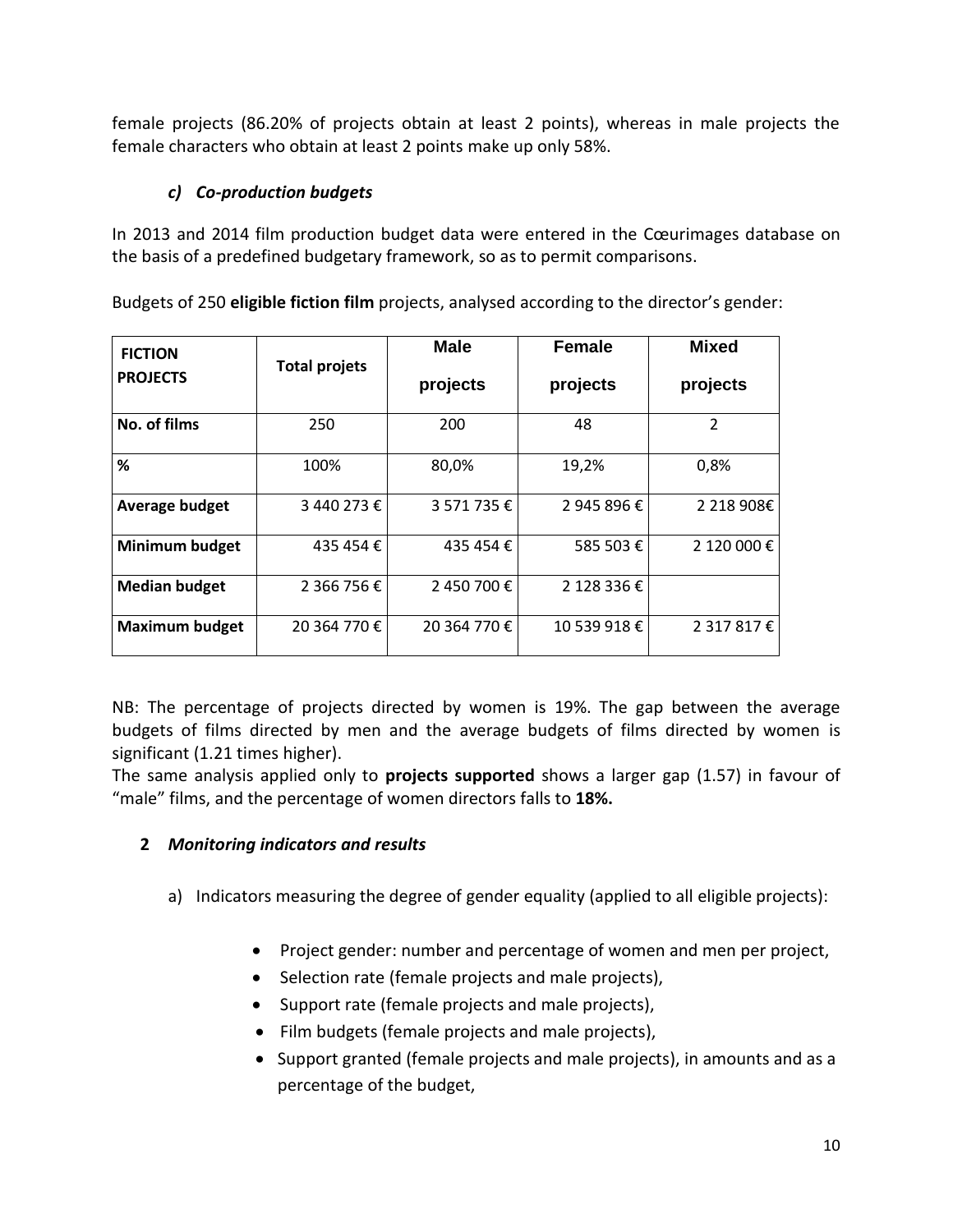female projects (86.20% of projects obtain at least 2 points), whereas in male projects the female characters who obtain at least 2 points make up only 58%.

### *c) Co-production budgets*

In 2013 and 2014 film production budget data were entered in the Cœurimages database on the basis of a predefined budgetary framework, so as to permit comparisons.

Budgets of 250 **eligible fiction film** projects, analysed according to the director's gender:

| FICTION PROJECTS | Total projets | Male projects | Female projects | Mixed projects |
|---|---|---|---|---|
| **No. of films** | 250 | 200 | 48 | 2 |
| **%** | 100% | 80,0% | 19,2% | 0,8% |
| **Average budget** | 3 440 273 € | 3 571 735 € | 2 945 896 € | 2 218 908€ |
| **Minimum budget** | 435 454 € | 435 454 € | 585 503 € | 2 120 000 € |
| **Median budget** | 2 366 756 € | 2 450 700 € | 2 128 336 € | |
| **Maximum budget** | 20 364 770 € | 20 364 770 € | 10 539 918 € | 2 317 817 € |

NB: The percentage of projects directed by women is 19%. The gap between the average budgets of films directed by men and the average budgets of films directed by women is significant (1.21 times higher).
The same analysis applied only to **projects supported** shows a larger gap (1.57) in favour of "male" films, and the percentage of women directors falls to **18%.**

## 2 *Monitoring indicators and results*

a) Indicators measuring the degree of gender equality (applied to all eligible projects):

- Project gender: number and percentage of women and men per project,
- Selection rate (female projects and male projects),
- Support rate (female projects and male projects),
- Film budgets (female projects and male projects),
- Support granted (female projects and male projects), in amounts and as a percentage of the budget,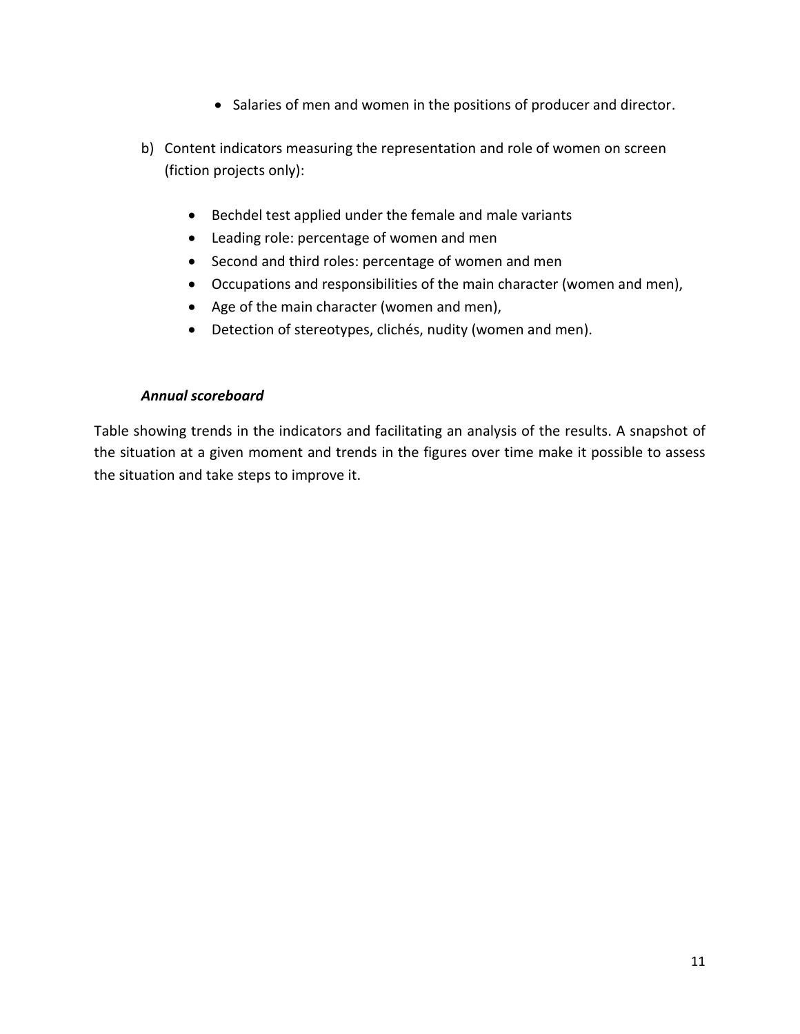- Salaries of men and women in the positions of producer and director.

b) Content indicators measuring the representation and role of women on screen (fiction projects only):

  - Bechdel test applied under the female and male variants
  - Leading role: percentage of women and men
  - Second and third roles: percentage of women and men
  - Occupations and responsibilities of the main character (women and men),
  - Age of the main character (women and men),
  - Detection of stereotypes, clichés, nudity (women and men).

***Annual scoreboard***

Table showing trends in the indicators and facilitating an analysis of the results. A snapshot of the situation at a given moment and trends in the figures over time make it possible to assess the situation and take steps to improve it.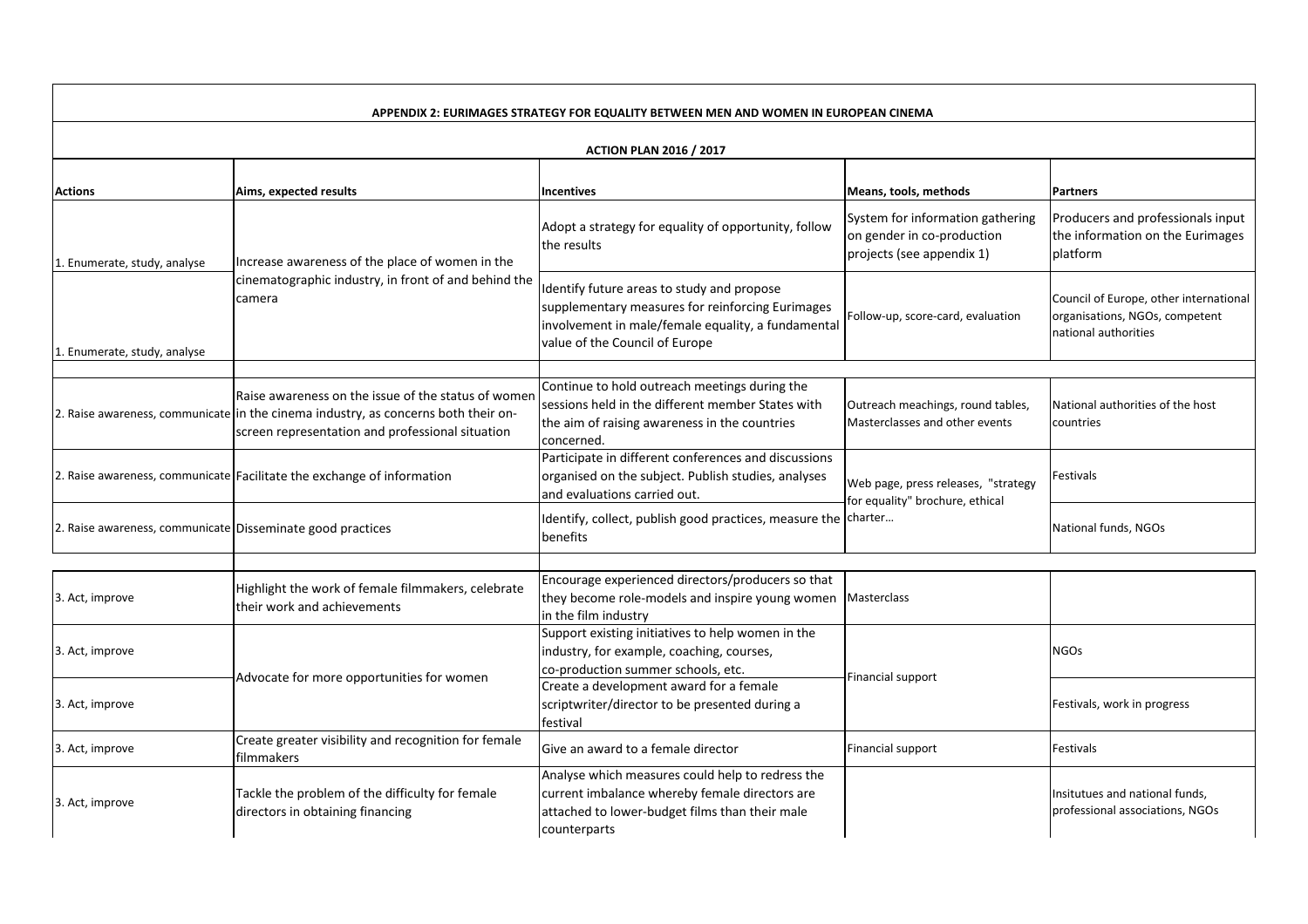**APPENDIX 2: EURIMAGES STRATEGY FOR EQUALITY BETWEEN MEN AND WOMEN IN EUROPEAN CINEMA**

**ACTION PLAN 2016 / 2017**

| Actions | Aims, expected results | Incentives | Means, tools, methods | Partners |
|---|---|---|---|---|
| 1. Enumerate, study, analyse | Increase awareness of the place of women in the cinematographic industry, in front of and behind the camera | Adopt a strategy for equality of opportunity, follow the results | System for information gathering on gender in co-production projects (see appendix 1) | Producers and professionals input the information on the Eurimages platform |
| 1. Enumerate, study, analyse | | Identify future areas to study and propose supplementary measures for reinforcing Eurimages involvement in male/female equality, a fundamental value of the Council of Europe | Follow-up, score-card, evaluation | Council of Europe, other international organisations, NGOs, competent national authorities |
| | | | | |
| 2. Raise awareness, communicate | Raise awareness on the issue of the status of women in the cinema industry, as concerns both their on-screen representation and professional situation | Continue to hold outreach meetings during the sessions held in the different member States with the aim of raising awareness in the countries concerned. | Outreach meachings, round tables, Masterclasses and other events | National authorities of the host countries |
| 2. Raise awareness, communicate | Facilitate the exchange of information | Participate in different conferences and discussions organised on the subject. Publish studies, analyses and evaluations carried out. | Web page, press releases, "strategy for equality" brochure, ethical charter… | Festivals |
| 2. Raise awareness, communicate | Disseminate good practices | Identify, collect, publish good practices, measure the benefits | | National funds, NGOs |
| | | | | |
| 3. Act, improve | Highlight the work of female filmmakers, celebrate their work and achievements | Encourage experienced directors/producers so that they become role-models and inspire young women in the film industry | Masterclass | |
| 3. Act, improve | Advocate for more opportunities for women | Support existing initiatives to help women in the industry, for example, coaching, courses, co-production summer schools, etc. | Financial support | NGOs |
| 3. Act, improve | | Create a development award for a female scriptwriter/director to be presented during a festival | | Festivals, work in progress |
| 3. Act, improve | Create greater visibility and recognition for female filmmakers | Give an award to a female director | Financial support | Festivals |
| 3. Act, improve | Tackle the problem of the difficulty for female directors in obtaining financing | Analyse which measures could help to redress the current imbalance whereby female directors are attached to lower-budget films than their male counterparts | | Insitutues and national funds, professional associations, NGOs |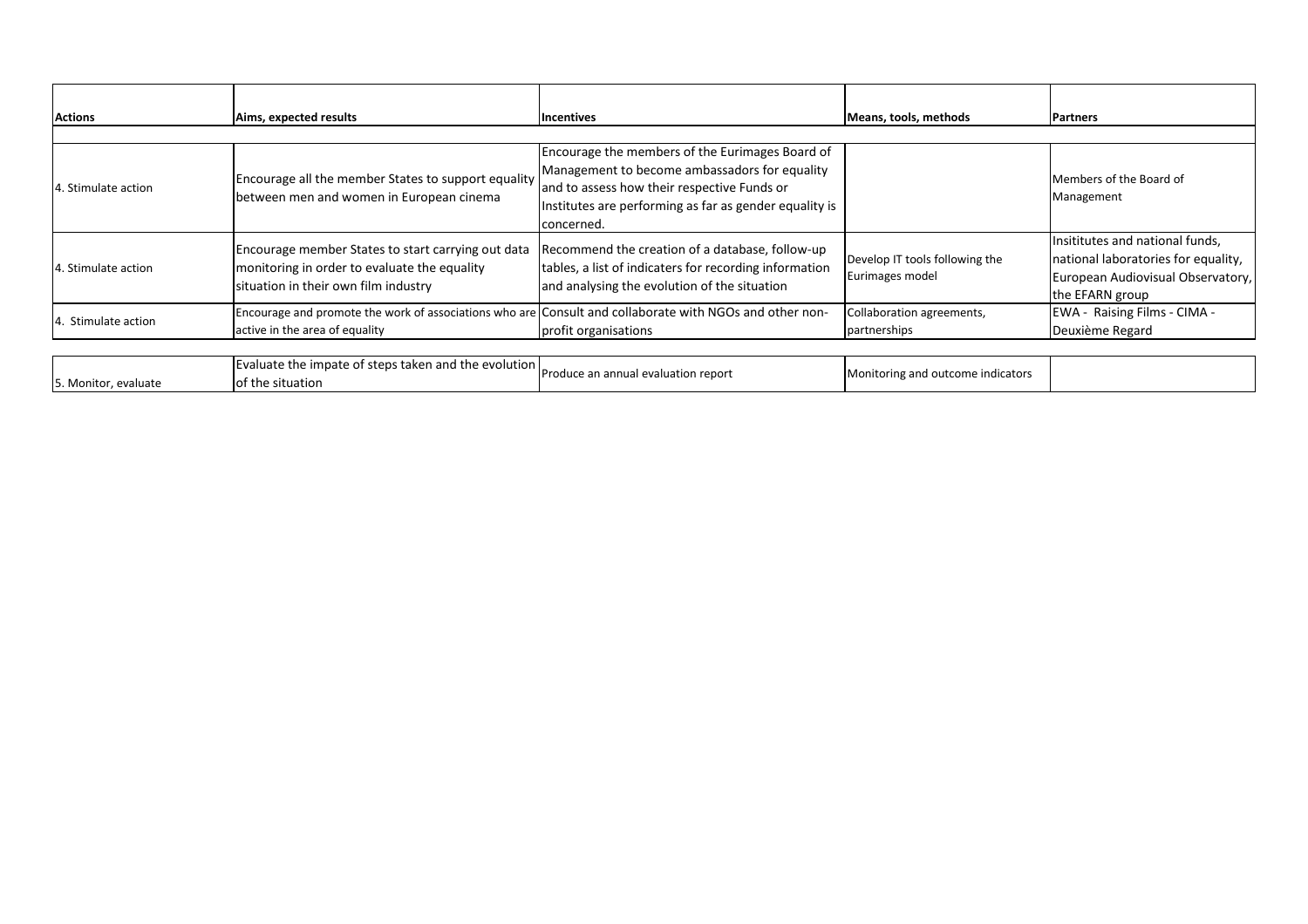| Actions | Aims, expected results | Incentives | Means, tools, methods | Partners |
|---|---|---|---|---|
| 4. Stimulate action | Encourage all the member States to support equality between men and women in European cinema | Encourage the members of the Eurimages Board of Management to become ambassadors for equality and to assess how their respective Funds or Institutes are performing as far as gender equality is concerned. | | Members of the Board of Management |
| 4. Stimulate action | Encourage member States to start carrying out data monitoring in order to evaluate the equality situation in their own film industry | Recommend the creation of a database, follow-up tables, a list of indicaters for recording information and analysing the evolution of the situation | Develop IT tools following the Eurimages model | Insititutes and national funds, national laboratories for equality, European Audiovisual Observatory, the EFARN group |
| 4. Stimulate action | Encourage and promote the work of associations who are active in the area of equality | Consult and collaborate with NGOs and other non-profit organisations | Collaboration agreements, partnerships | EWA - Raising Films - CIMA - Deuxième Regard |
| 5. Monitor, evaluate | Evaluate the impate of steps taken and the evolution of the situation | Produce an annual evaluation report | Monitoring and outcome indicators | |